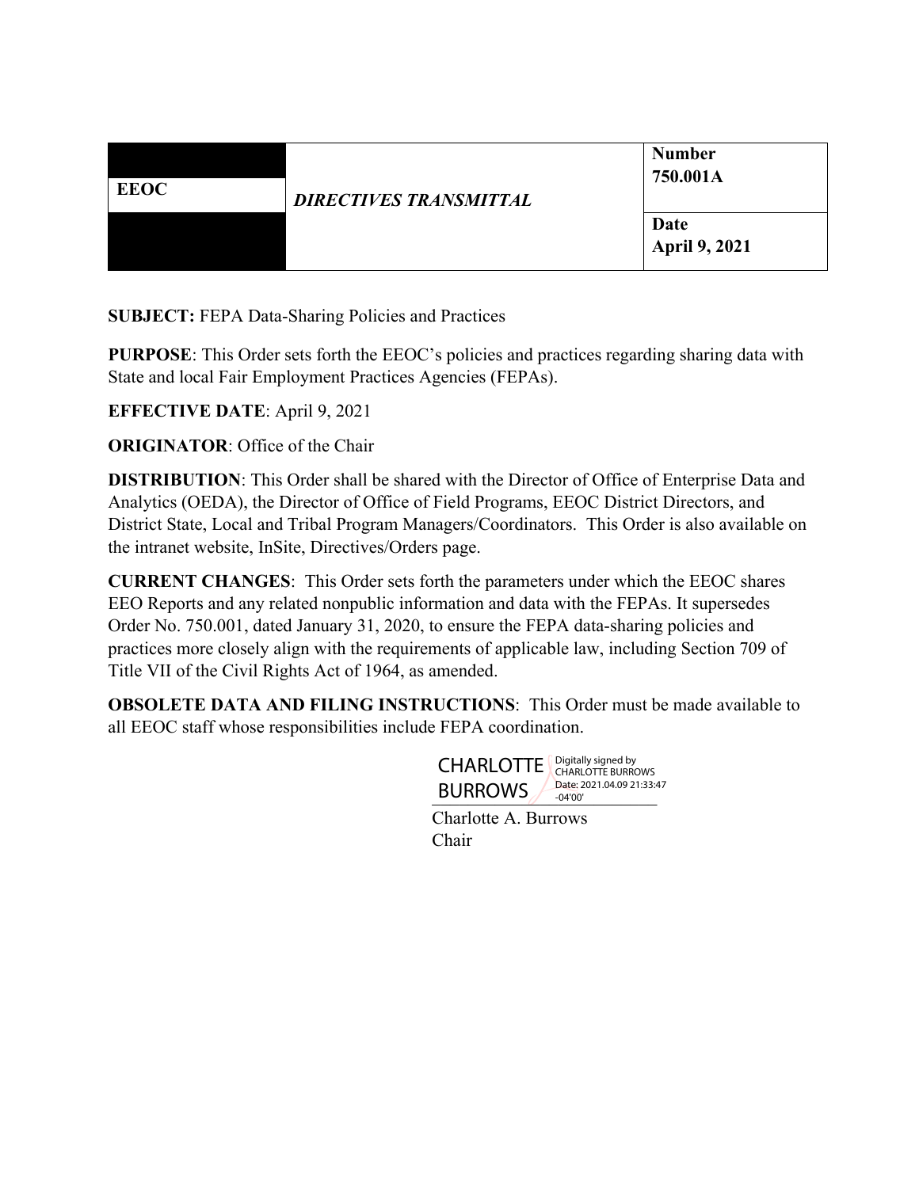| EEOC | *DIRECTIVES TRANSMITTAL* | **Number** **750.001A** |
|---|---|---|
| | | **Date** **April 9, 2021** |

**SUBJECT:** FEPA Data-Sharing Policies and Practices

**PURPOSE**: This Order sets forth the EEOC's policies and practices regarding sharing data with State and local Fair Employment Practices Agencies (FEPAs).

**EFFECTIVE DATE**: April 9, 2021

**ORIGINATOR**: Office of the Chair

**DISTRIBUTION**: This Order shall be shared with the Director of Office of Enterprise Data and Analytics (OEDA), the Director of Office of Field Programs, EEOC District Directors, and District State, Local and Tribal Program Managers/Coordinators. This Order is also available on the intranet website, InSite, Directives/Orders page.

**CURRENT CHANGES**: This Order sets forth the parameters under which the EEOC shares EEO Reports and any related nonpublic information and data with the FEPAs. It supersedes Order No. 750.001, dated January 31, 2020, to ensure the FEPA data-sharing policies and practices more closely align with the requirements of applicable law, including Section 709 of Title VII of the Civil Rights Act of 1964, as amended.

**OBSOLETE DATA AND FILING INSTRUCTIONS**: This Order must be made available to all EEOC staff whose responsibilities include FEPA coordination.

CHARLOTTE BURROWS
Digitally signed by CHARLOTTE BURROWS
Date: 2021.04.09 21:33:47 -04'00'

Charlotte A. Burrows
Chair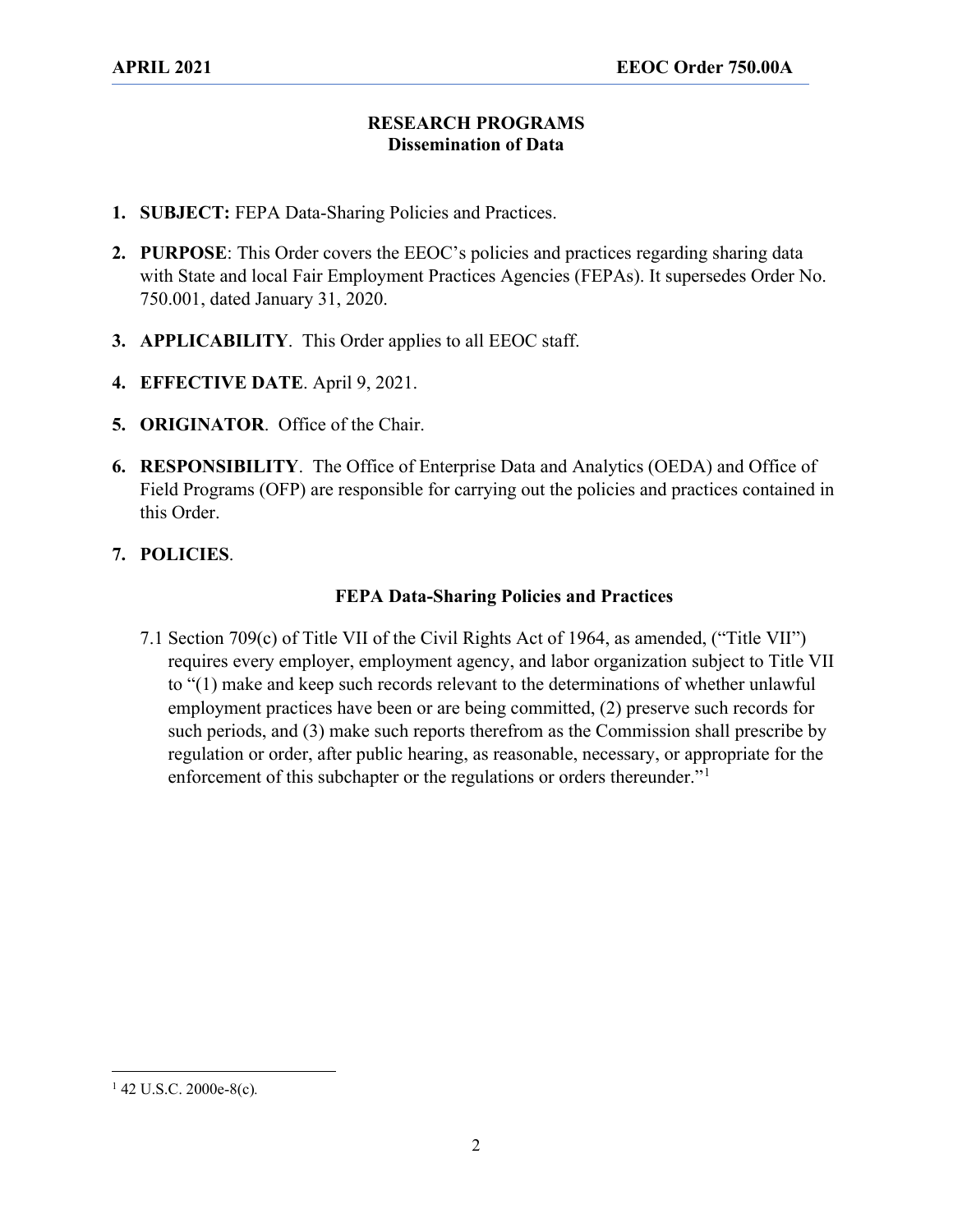## RESEARCH PROGRAMS
### Dissemination of Data

1. **SUBJECT:** FEPA Data-Sharing Policies and Practices.

2. **PURPOSE**: This Order covers the EEOC's policies and practices regarding sharing data with State and local Fair Employment Practices Agencies (FEPAs). It supersedes Order No. 750.001, dated January 31, 2020.

3. **APPLICABILITY**. This Order applies to all EEOC staff.

4. **EFFECTIVE DATE**. April 9, 2021.

5. **ORIGINATOR**. Office of the Chair.

6. **RESPONSIBILITY**. The Office of Enterprise Data and Analytics (OEDA) and Office of Field Programs (OFP) are responsible for carrying out the policies and practices contained in this Order.

7. **POLICIES**.

### FEPA Data-Sharing Policies and Practices

7.1 Section 709(c) of Title VII of the Civil Rights Act of 1964, as amended, ("Title VII") requires every employer, employment agency, and labor organization subject to Title VII to "(1) make and keep such records relevant to the determinations of whether unlawful employment practices have been or are being committed, (2) preserve such records for such periods, and (3) make such reports therefrom as the Commission shall prescribe by regulation or order, after public hearing, as reasonable, necessary, or appropriate for the enforcement of this subchapter or the regulations or orders thereunder."[1]

---

[1] 42 U.S.C. 2000e-8(c).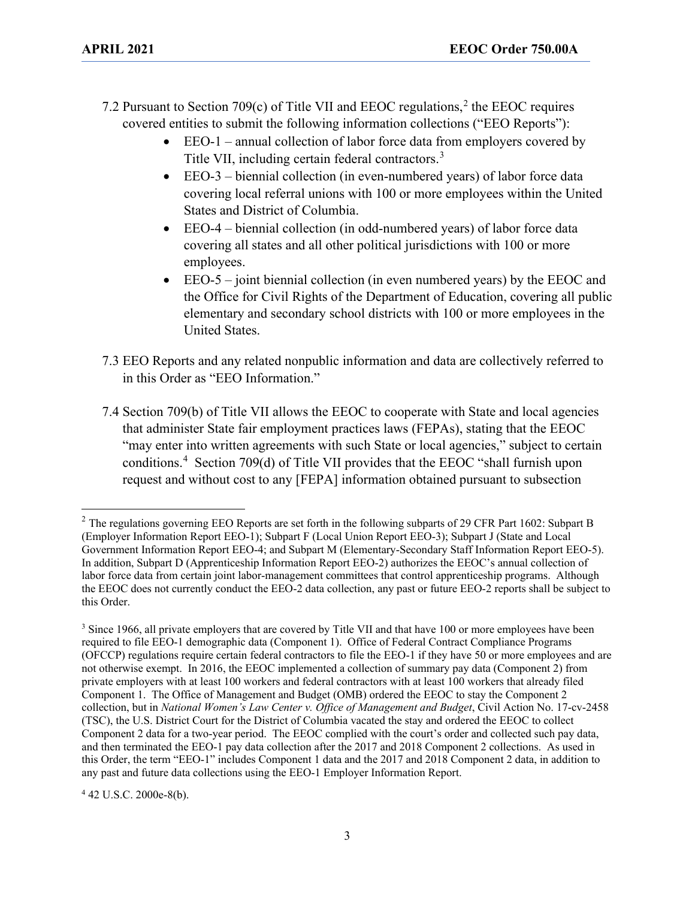7.2 Pursuant to Section 709(c) of Title VII and EEOC regulations,[2] the EEOC requires covered entities to submit the following information collections ("EEO Reports"):

- EEO-1 – annual collection of labor force data from employers covered by Title VII, including certain federal contractors.[3]
- EEO-3 – biennial collection (in even-numbered years) of labor force data covering local referral unions with 100 or more employees within the United States and District of Columbia.
- EEO-4 – biennial collection (in odd-numbered years) of labor force data covering all states and all other political jurisdictions with 100 or more employees.
- EEO-5 – joint biennial collection (in even numbered years) by the EEOC and the Office for Civil Rights of the Department of Education, covering all public elementary and secondary school districts with 100 or more employees in the United States.

7.3 EEO Reports and any related nonpublic information and data are collectively referred to in this Order as "EEO Information."

7.4 Section 709(b) of Title VII allows the EEOC to cooperate with State and local agencies that administer State fair employment practices laws (FEPAs), stating that the EEOC "may enter into written agreements with such State or local agencies," subject to certain conditions.[4] Section 709(d) of Title VII provides that the EEOC "shall furnish upon request and without cost to any [FEPA] information obtained pursuant to subsection

---

[2] The regulations governing EEO Reports are set forth in the following subparts of 29 CFR Part 1602: Subpart B (Employer Information Report EEO-1); Subpart F (Local Union Report EEO-3); Subpart J (State and Local Government Information Report EEO-4; and Subpart M (Elementary-Secondary Staff Information Report EEO-5). In addition, Subpart D (Apprenticeship Information Report EEO-2) authorizes the EEOC's annual collection of labor force data from certain joint labor-management committees that control apprenticeship programs. Although the EEOC does not currently conduct the EEO-2 data collection, any past or future EEO-2 reports shall be subject to this Order.

[3] Since 1966, all private employers that are covered by Title VII and that have 100 or more employees have been required to file EEO-1 demographic data (Component 1). Office of Federal Contract Compliance Programs (OFCCP) regulations require certain federal contractors to file the EEO-1 if they have 50 or more employees and are not otherwise exempt. In 2016, the EEOC implemented a collection of summary pay data (Component 2) from private employers with at least 100 workers and federal contractors with at least 100 workers that already filed Component 1. The Office of Management and Budget (OMB) ordered the EEOC to stay the Component 2 collection, but in *National Women's Law Center v. Office of Management and Budget*, Civil Action No. 17-cv-2458 (TSC), the U.S. District Court for the District of Columbia vacated the stay and ordered the EEOC to collect Component 2 data for a two-year period. The EEOC complied with the court's order and collected such pay data, and then terminated the EEO-1 pay data collection after the 2017 and 2018 Component 2 collections. As used in this Order, the term "EEO-1" includes Component 1 data and the 2017 and 2018 Component 2 data, in addition to any past and future data collections using the EEO-1 Employer Information Report.

[4] 42 U.S.C. 2000e-8(b).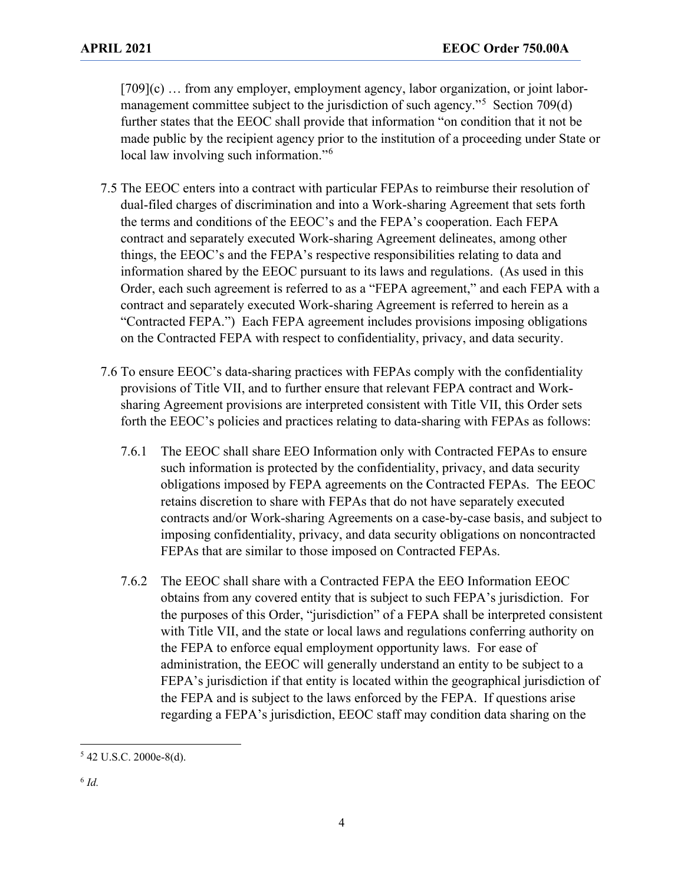[709](c) … from any employer, employment agency, labor organization, or joint labor-management committee subject to the jurisdiction of such agency."[5] Section 709(d) further states that the EEOC shall provide that information "on condition that it not be made public by the recipient agency prior to the institution of a proceeding under State or local law involving such information."[6]

7.5 The EEOC enters into a contract with particular FEPAs to reimburse their resolution of dual-filed charges of discrimination and into a Work-sharing Agreement that sets forth the terms and conditions of the EEOC's and the FEPA's cooperation. Each FEPA contract and separately executed Work-sharing Agreement delineates, among other things, the EEOC's and the FEPA's respective responsibilities relating to data and information shared by the EEOC pursuant to its laws and regulations. (As used in this Order, each such agreement is referred to as a "FEPA agreement," and each FEPA with a contract and separately executed Work-sharing Agreement is referred to herein as a "Contracted FEPA.") Each FEPA agreement includes provisions imposing obligations on the Contracted FEPA with respect to confidentiality, privacy, and data security.

7.6 To ensure EEOC's data-sharing practices with FEPAs comply with the confidentiality provisions of Title VII, and to further ensure that relevant FEPA contract and Work-sharing Agreement provisions are interpreted consistent with Title VII, this Order sets forth the EEOC's policies and practices relating to data-sharing with FEPAs as follows:

7.6.1 The EEOC shall share EEO Information only with Contracted FEPAs to ensure such information is protected by the confidentiality, privacy, and data security obligations imposed by FEPA agreements on the Contracted FEPAs. The EEOC retains discretion to share with FEPAs that do not have separately executed contracts and/or Work-sharing Agreements on a case-by-case basis, and subject to imposing confidentiality, privacy, and data security obligations on noncontracted FEPAs that are similar to those imposed on Contracted FEPAs.

7.6.2 The EEOC shall share with a Contracted FEPA the EEO Information EEOC obtains from any covered entity that is subject to such FEPA's jurisdiction. For the purposes of this Order, "jurisdiction" of a FEPA shall be interpreted consistent with Title VII, and the state or local laws and regulations conferring authority on the FEPA to enforce equal employment opportunity laws. For ease of administration, the EEOC will generally understand an entity to be subject to a FEPA's jurisdiction if that entity is located within the geographical jurisdiction of the FEPA and is subject to the laws enforced by the FEPA. If questions arise regarding a FEPA's jurisdiction, EEOC staff may condition data sharing on the

---

[5] 42 U.S.C. 2000e-8(d).

[6] *Id.*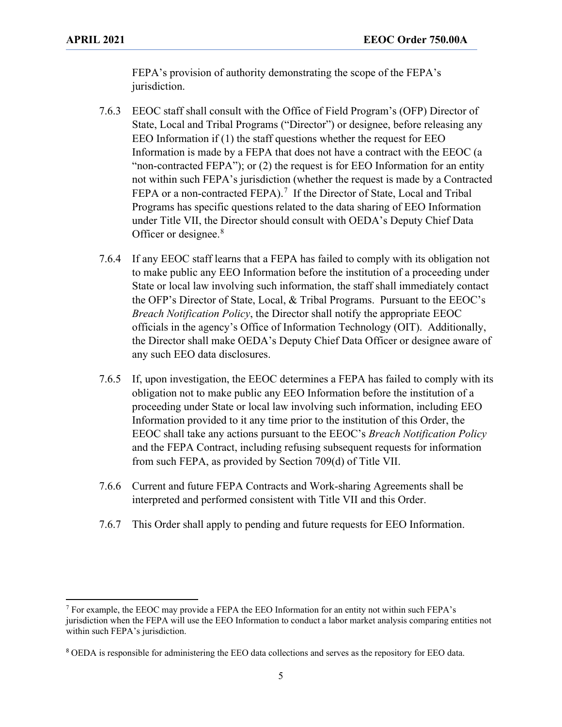FEPA's provision of authority demonstrating the scope of the FEPA's jurisdiction.

7.6.3 EEOC staff shall consult with the Office of Field Program's (OFP) Director of State, Local and Tribal Programs ("Director") or designee, before releasing any EEO Information if (1) the staff questions whether the request for EEO Information is made by a FEPA that does not have a contract with the EEOC (a "non-contracted FEPA"); or (2) the request is for EEO Information for an entity not within such FEPA's jurisdiction (whether the request is made by a Contracted FEPA or a non-contracted FEPA).[7] If the Director of State, Local and Tribal Programs has specific questions related to the data sharing of EEO Information under Title VII, the Director should consult with OEDA's Deputy Chief Data Officer or designee.[8]

7.6.4 If any EEOC staff learns that a FEPA has failed to comply with its obligation not to make public any EEO Information before the institution of a proceeding under State or local law involving such information, the staff shall immediately contact the OFP's Director of State, Local, & Tribal Programs. Pursuant to the EEOC's *Breach Notification Policy*, the Director shall notify the appropriate EEOC officials in the agency's Office of Information Technology (OIT). Additionally, the Director shall make OEDA's Deputy Chief Data Officer or designee aware of any such EEO data disclosures.

7.6.5 If, upon investigation, the EEOC determines a FEPA has failed to comply with its obligation not to make public any EEO Information before the institution of a proceeding under State or local law involving such information, including EEO Information provided to it any time prior to the institution of this Order, the EEOC shall take any actions pursuant to the EEOC's *Breach Notification Policy* and the FEPA Contract, including refusing subsequent requests for information from such FEPA, as provided by Section 709(d) of Title VII.

7.6.6 Current and future FEPA Contracts and Work-sharing Agreements shall be interpreted and performed consistent with Title VII and this Order.

7.6.7 This Order shall apply to pending and future requests for EEO Information.

---

[7] For example, the EEOC may provide a FEPA the EEO Information for an entity not within such FEPA's jurisdiction when the FEPA will use the EEO Information to conduct a labor market analysis comparing entities not within such FEPA's jurisdiction.

[8] OEDA is responsible for administering the EEO data collections and serves as the repository for EEO data.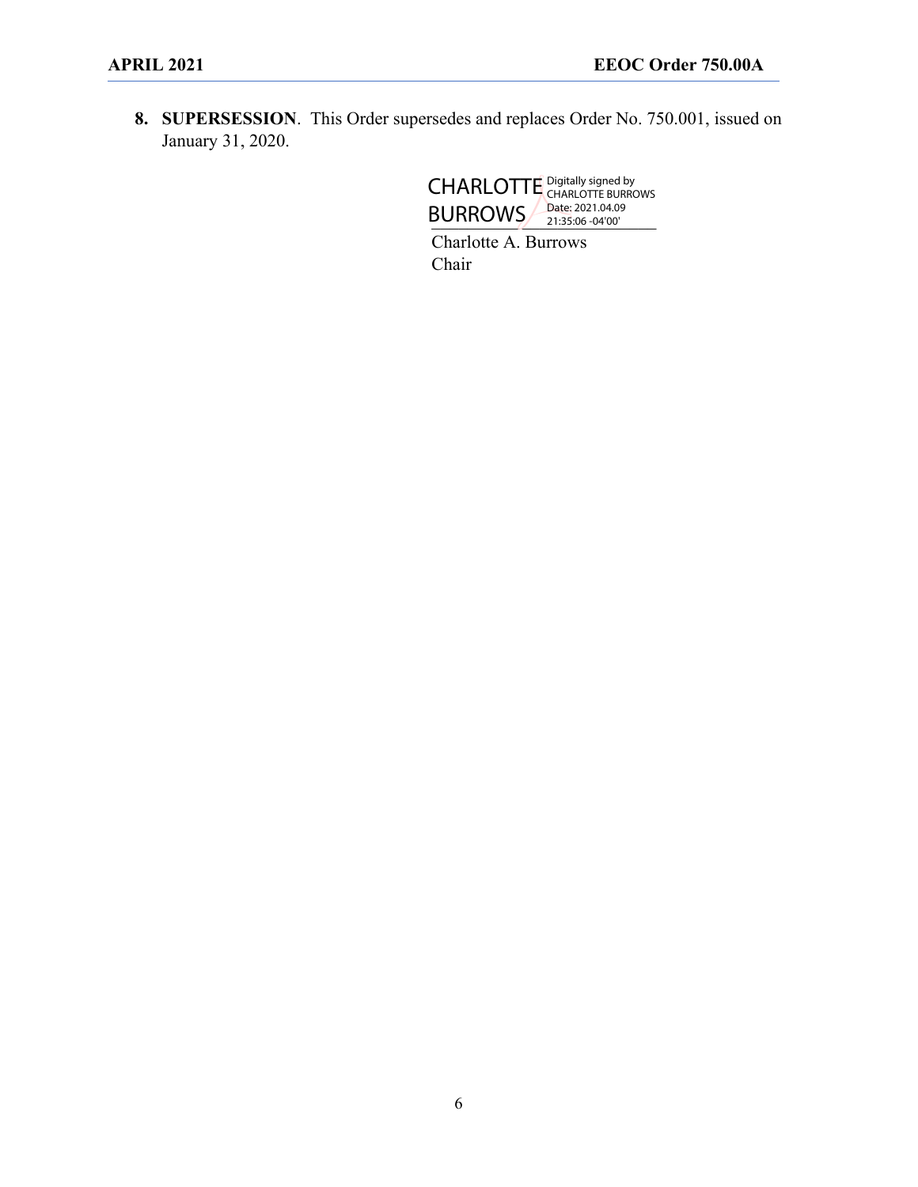8. **SUPERSESSION**. This Order supersedes and replaces Order No. 750.001, issued on January 31, 2020.

CHARLOTTE BURROWS Digitally signed by CHARLOTTE BURROWS Date: 2021.04.09 21:35:06 -04'00'

Charlotte A. Burrows
Chair